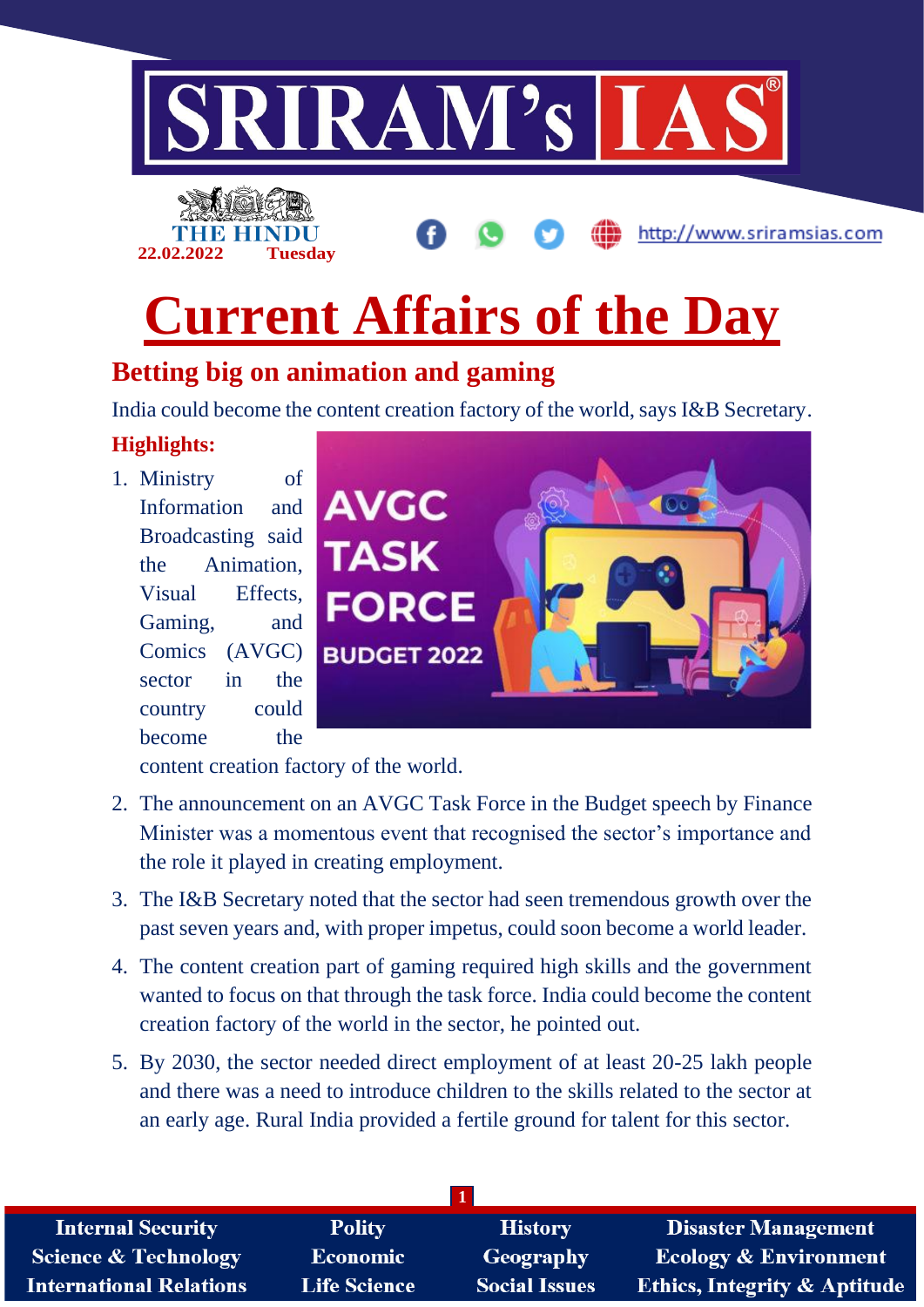# Current Affairs of the Day

THE HINDU 22.02.2022 Tuesday

## Betting big on animation and gaming

India could become the content creation factory of the world, says I&B Secretary.

**Highlights:**

1. Ministry of Information and Broadcasting said the Animation, Visual Effects, Gaming, and Comics (AVGC) sector in the country could become the content creation factory of the world.
2. The announcement on an AVGC Task Force in the Budget speech by Finance Minister was a momentous event that recognised the sector's importance and the role it played in creating employment.
3. The I&B Secretary noted that the sector had seen tremendous growth over the past seven years and, with proper impetus, could soon become a world leader.
4. The content creation part of gaming required high skills and the government wanted to focus on that through the task force. India could become the content creation factory of the world in the sector, he pointed out.
5. By 2030, the sector needed direct employment of at least 20-25 lakh people and there was a need to introduce children to the skills related to the sector at an early age. Rural India provided a fertile ground for talent for this sector.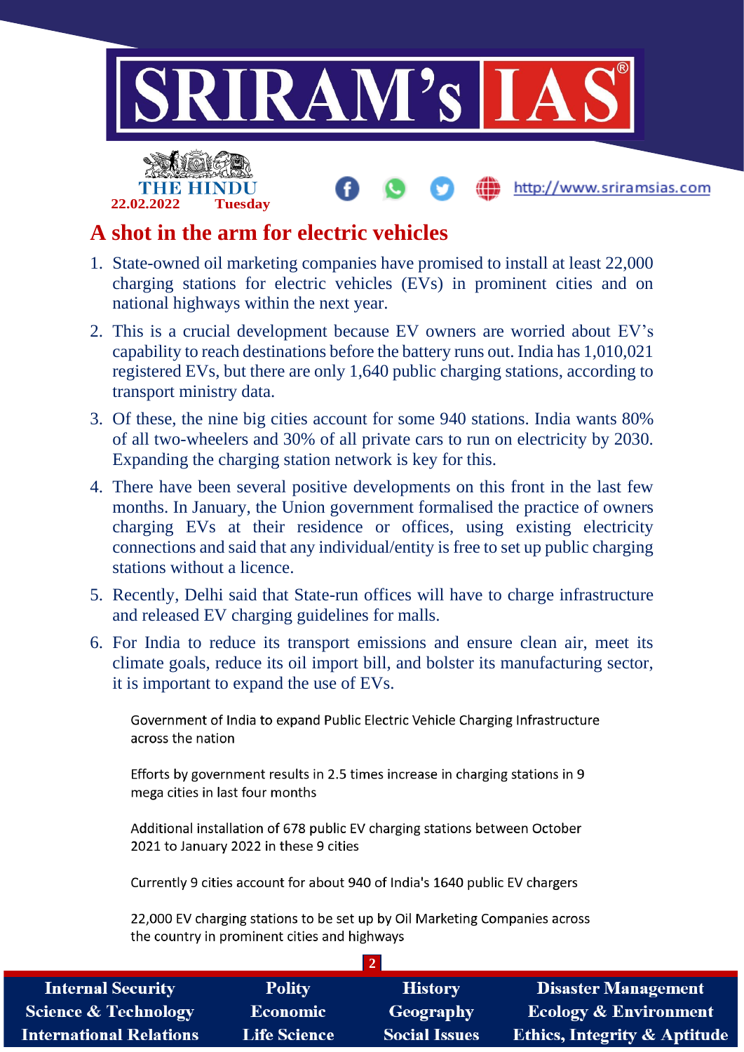# A shot in the arm for electric vehicles

1. State-owned oil marketing companies have promised to install at least 22,000 charging stations for electric vehicles (EVs) in prominent cities and on national highways within the next year.
2. This is a crucial development because EV owners are worried about EV's capability to reach destinations before the battery runs out. India has 1,010,021 registered EVs, but there are only 1,640 public charging stations, according to transport ministry data.
3. Of these, the nine big cities account for some 940 stations. India wants 80% of all two-wheelers and 30% of all private cars to run on electricity by 2030. Expanding the charging station network is key for this.
4. There have been several positive developments on this front in the last few months. In January, the Union government formalised the practice of owners charging EVs at their residence or offices, using existing electricity connections and said that any individual/entity is free to set up public charging stations without a licence.
5. Recently, Delhi said that State-run offices will have to charge infrastructure and released EV charging guidelines for malls.
6. For India to reduce its transport emissions and ensure clean air, meet its climate goals, reduce its oil import bill, and bolster its manufacturing sector, it is important to expand the use of EVs.

Government of India to expand Public Electric Vehicle Charging Infrastructure across the nation

Efforts by government results in 2.5 times increase in charging stations in 9 mega cities in last four months

Additional installation of 678 public EV charging stations between October 2021 to January 2022 in these 9 cities

Currently 9 cities account for about 940 of India's 1640 public EV chargers

22,000 EV charging stations to be set up by Oil Marketing Companies across the country in prominent cities and highways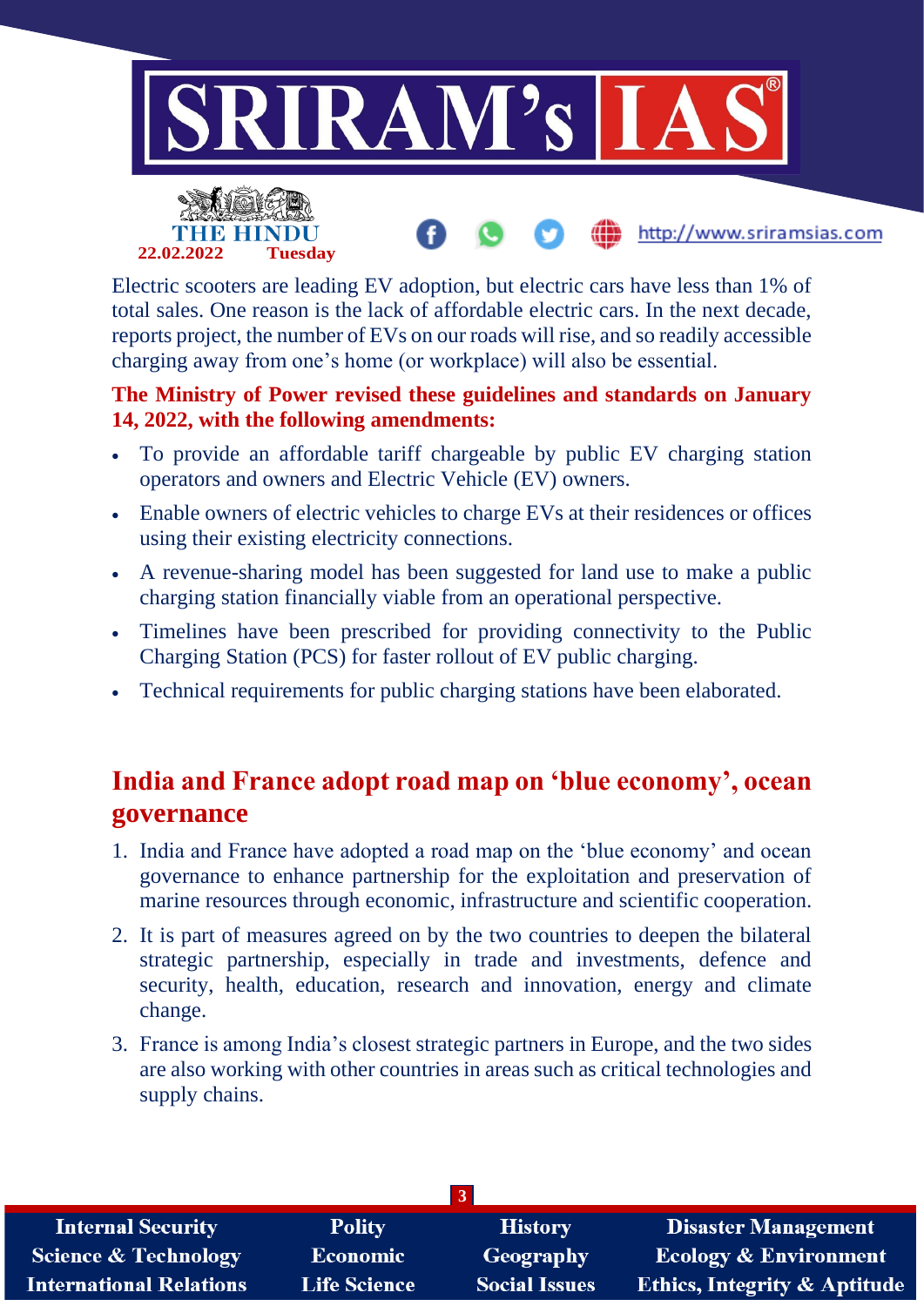Electric scooters are leading EV adoption, but electric cars have less than 1% of total sales. One reason is the lack of affordable electric cars. In the next decade, reports project, the number of EVs on our roads will rise, and so readily accessible charging away from one's home (or workplace) will also be essential.

**The Ministry of Power revised these guidelines and standards on January 14, 2022, with the following amendments:**

- To provide an affordable tariff chargeable by public EV charging station operators and owners and Electric Vehicle (EV) owners.
- Enable owners of electric vehicles to charge EVs at their residences or offices using their existing electricity connections.
- A revenue-sharing model has been suggested for land use to make a public charging station financially viable from an operational perspective.
- Timelines have been prescribed for providing connectivity to the Public Charging Station (PCS) for faster rollout of EV public charging.
- Technical requirements for public charging stations have been elaborated.

## India and France adopt road map on 'blue economy', ocean governance

1. India and France have adopted a road map on the 'blue economy' and ocean governance to enhance partnership for the exploitation and preservation of marine resources through economic, infrastructure and scientific cooperation.
2. It is part of measures agreed on by the two countries to deepen the bilateral strategic partnership, especially in trade and investments, defence and security, health, education, research and innovation, energy and climate change.
3. France is among India's closest strategic partners in Europe, and the two sides are also working with other countries in areas such as critical technologies and supply chains.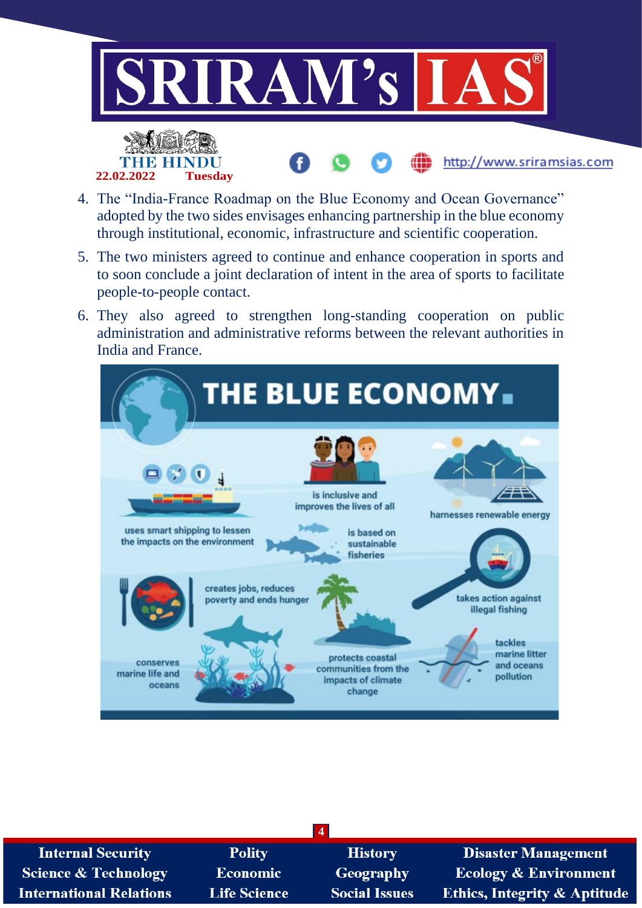4. The "India-France Roadmap on the Blue Economy and Ocean Governance" adopted by the two sides envisages enhancing partnership in the blue economy through institutional, economic, infrastructure and scientific cooperation.
5. The two ministers agreed to continue and enhance cooperation in sports and to soon conclude a joint declaration of intent in the area of sports to facilitate people-to-people contact.
6. They also agreed to strengthen long-standing cooperation on public administration and administrative reforms between the relevant authorities in India and France.

## THE BLUE ECONOMY

- uses smart shipping to lessen the impacts on the environment
- is inclusive and improves the lives of all
- harnesses renewable energy
- is based on sustainable fisheries
- creates jobs, reduces poverty and ends hunger
- takes action against illegal fishing
- conserves marine life and oceans
- protects coastal communities from the impacts of climate change
- tackles marine litter and oceans pollution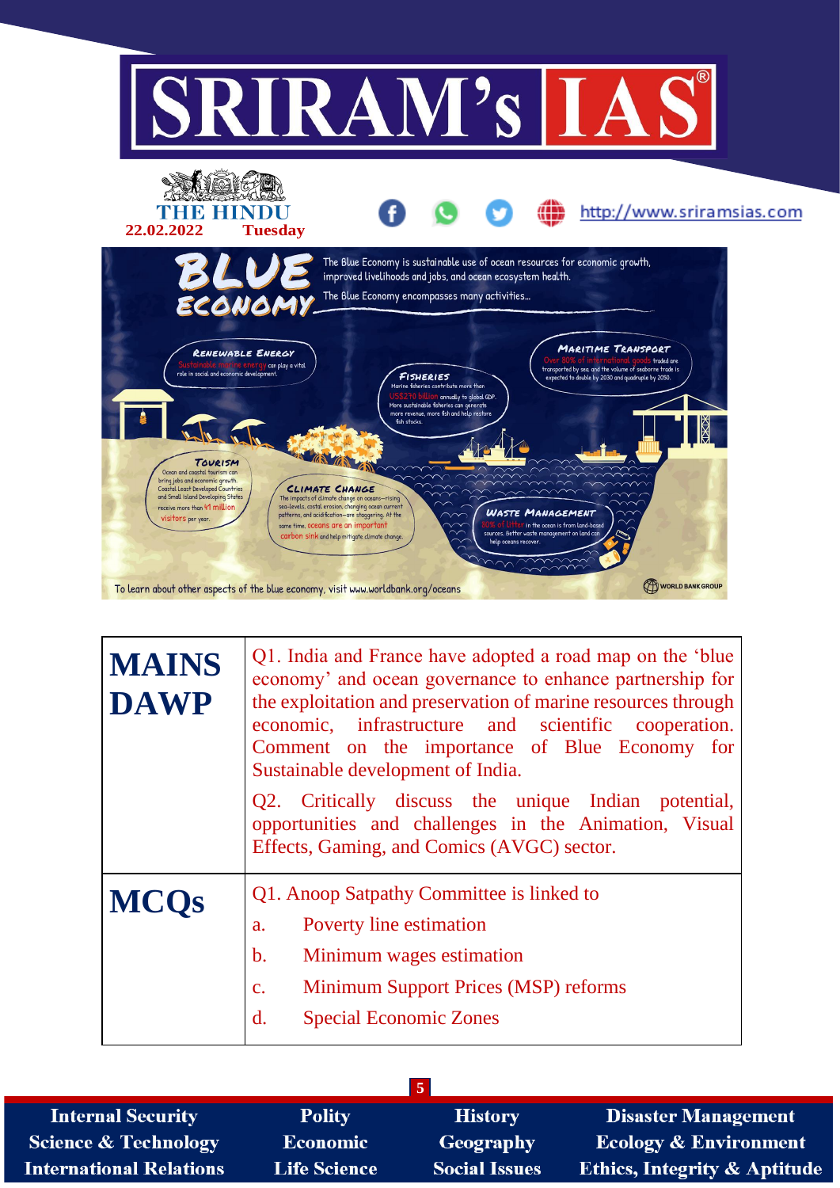THE HINDU
22.02.2022 Tuesday

# BLUE ECONOMY

The Blue Economy is sustainable use of ocean resources for economic growth, improved livelihoods and jobs, and ocean ecosystem health.

The Blue Economy encompasses many activities...

**RENEWABLE ENERGY**
Sustainable marine energy can play a vital role in social and economic development.

**FISHERIES**
Marine fisheries contribute more than US$270 billion annually to global GDP. More sustainable fisheries can generate more revenue, more fish and help restore fish stocks.

**MARITIME TRANSPORT**
Over 80% of international goods traded are transported by sea, and the volume of seaborne trade is expected to double by 2030 and quadruple by 2050.

**TOURISM**
Ocean and coastal tourism can bring jobs and economic growth. Coastal Least Developed Countries and Small Island Developing States receive more than 41 million visitors per year.

**CLIMATE CHANGE**
The impacts of climate change on oceans—rising sea-levels, costal erosion, changing ocean current patterns, and acidification—are staggering. At the same time, oceans are an important carbon sink and help mitigate climate change.

**WASTE MANAGEMENT**
80% of litter in the ocean is from land-based sources. Better waste management on land can help oceans recover.

To learn about other aspects of the blue economy, visit www.worldbank.org/oceans

WORLD BANK GROUP

| | |
|---|---|
| **MAINS DAWP** | Q1. India and France have adopted a road map on the 'blue economy' and ocean governance to enhance partnership for the exploitation and preservation of marine resources through economic, infrastructure and scientific cooperation. Comment on the importance of Blue Economy for Sustainable development of India.<br><br>Q2. Critically discuss the unique Indian potential, opportunities and challenges in the Animation, Visual Effects, Gaming, and Comics (AVGC) sector. |
| **MCQs** | Q1. Anoop Satpathy Committee is linked to<br>a. Poverty line estimation<br>b. Minimum wages estimation<br>c. Minimum Support Prices (MSP) reforms<br>d. Special Economic Zones |